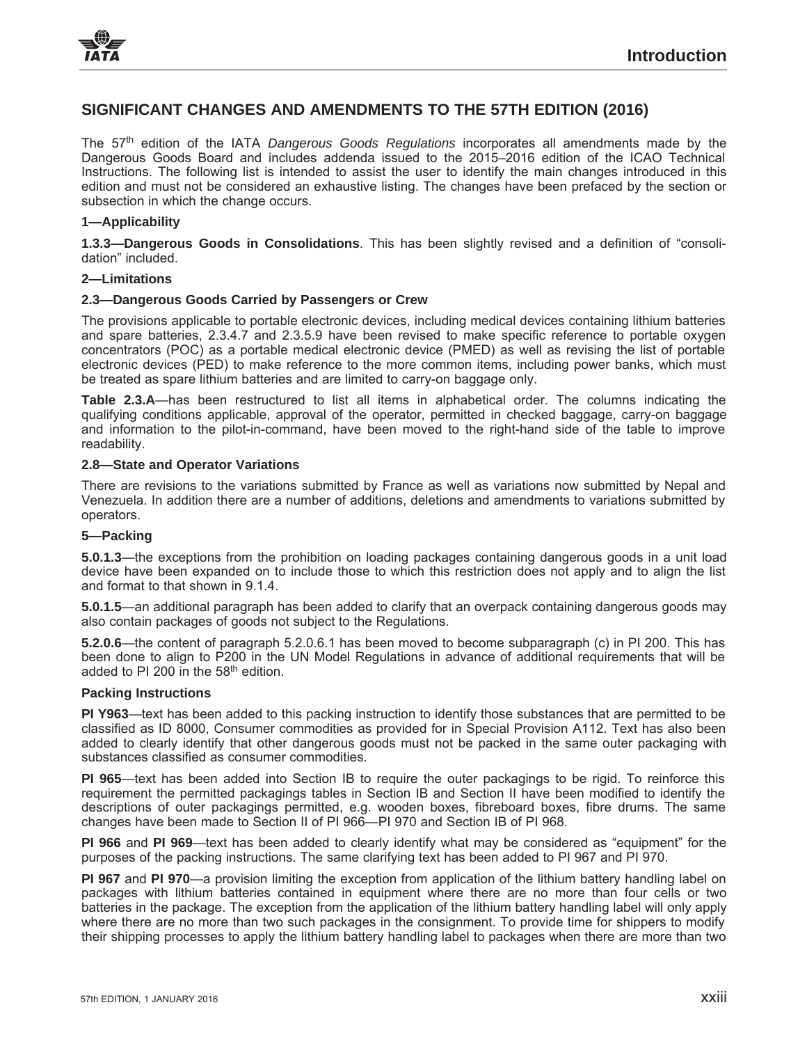## SIGNIFICANT CHANGES AND AMENDMENTS TO THE 57TH EDITION (2016)

The 57th edition of the IATA *Dangerous Goods Regulations* incorporates all amendments made by the Dangerous Goods Board and includes addenda issued to the 2015–2016 edition of the ICAO Technical Instructions. The following list is intended to assist the user to identify the main changes introduced in this edition and must not be considered an exhaustive listing. The changes have been prefaced by the section or subsection in which the change occurs.

### 1—Applicability

**1.3.3—Dangerous Goods in Consolidations**. This has been slightly revised and a definition of "consolidation" included.

### 2—Limitations

#### 2.3—Dangerous Goods Carried by Passengers or Crew

The provisions applicable to portable electronic devices, including medical devices containing lithium batteries and spare batteries, 2.3.4.7 and 2.3.5.9 have been revised to make specific reference to portable oxygen concentrators (POC) as a portable medical electronic device (PMED) as well as revising the list of portable electronic devices (PED) to make reference to the more common items, including power banks, which must be treated as spare lithium batteries and are limited to carry-on baggage only.

**Table 2.3.A**—has been restructured to list all items in alphabetical order. The columns indicating the qualifying conditions applicable, approval of the operator, permitted in checked baggage, carry-on baggage and information to the pilot-in-command, have been moved to the right-hand side of the table to improve readability.

#### 2.8—State and Operator Variations

There are revisions to the variations submitted by France as well as variations now submitted by Nepal and Venezuela. In addition there are a number of additions, deletions and amendments to variations submitted by operators.

### 5—Packing

**5.0.1.3**—the exceptions from the prohibition on loading packages containing dangerous goods in a unit load device have been expanded on to include those to which this restriction does not apply and to align the list and format to that shown in 9.1.4.

**5.0.1.5**—an additional paragraph has been added to clarify that an overpack containing dangerous goods may also contain packages of goods not subject to the Regulations.

**5.2.0.6**—the content of paragraph 5.2.0.6.1 has been moved to become subparagraph (c) in PI 200. This has been done to align to P200 in the UN Model Regulations in advance of additional requirements that will be added to PI 200 in the 58th edition.

#### Packing Instructions

**PI Y963**—text has been added to this packing instruction to identify those substances that are permitted to be classified as ID 8000, Consumer commodities as provided for in Special Provision A112. Text has also been added to clearly identify that other dangerous goods must not be packed in the same outer packaging with substances classified as consumer commodities.

**PI 965**—text has been added into Section IB to require the outer packagings to be rigid. To reinforce this requirement the permitted packagings tables in Section IB and Section II have been modified to identify the descriptions of outer packagings permitted, e.g. wooden boxes, fibreboard boxes, fibre drums. The same changes have been made to Section II of PI 966—PI 970 and Section IB of PI 968.

**PI 966** and **PI 969**—text has been added to clearly identify what may be considered as "equipment" for the purposes of the packing instructions. The same clarifying text has been added to PI 967 and PI 970.

**PI 967** and **PI 970**—a provision limiting the exception from application of the lithium battery handling label on packages with lithium batteries contained in equipment where there are no more than four cells or two batteries in the package. The exception from the application of the lithium battery handling label will only apply where there are no more than two such packages in the consignment. To provide time for shippers to modify their shipping processes to apply the lithium battery handling label to packages when there are more than two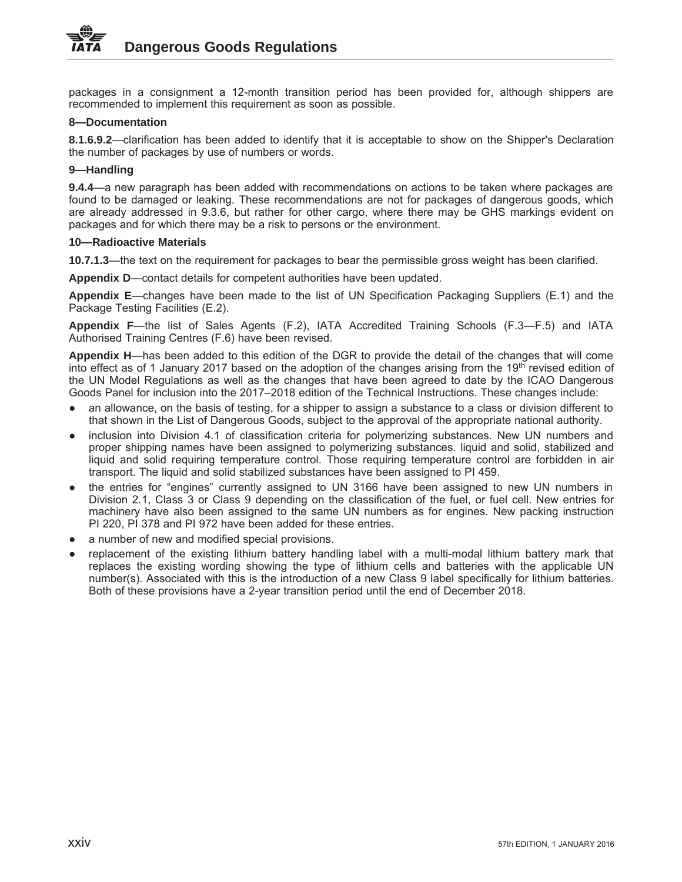packages in a consignment a 12-month transition period has been provided for, although shippers are recommended to implement this requirement as soon as possible.

**8—Documentation**

**8.1.6.9.2**—clarification has been added to identify that it is acceptable to show on the Shipper's Declaration the number of packages by use of numbers or words.

**9—Handling**

**9.4.4**—a new paragraph has been added with recommendations on actions to be taken where packages are found to be damaged or leaking. These recommendations are not for packages of dangerous goods, which are already addressed in 9.3.6, but rather for other cargo, where there may be GHS markings evident on packages and for which there may be a risk to persons or the environment.

**10—Radioactive Materials**

**10.7.1.3**—the text on the requirement for packages to bear the permissible gross weight has been clarified.

**Appendix D**—contact details for competent authorities have been updated.

**Appendix E**—changes have been made to the list of UN Specification Packaging Suppliers (E.1) and the Package Testing Facilities (E.2).

**Appendix F**—the list of Sales Agents (F.2), IATA Accredited Training Schools (F.3—F.5) and IATA Authorised Training Centres (F.6) have been revised.

**Appendix H**—has been added to this edition of the DGR to provide the detail of the changes that will come into effect as of 1 January 2017 based on the adoption of the changes arising from the 19th revised edition of the UN Model Regulations as well as the changes that have been agreed to date by the ICAO Dangerous Goods Panel for inclusion into the 2017–2018 edition of the Technical Instructions. These changes include:

- an allowance, on the basis of testing, for a shipper to assign a substance to a class or division different to that shown in the List of Dangerous Goods, subject to the approval of the appropriate national authority.
- inclusion into Division 4.1 of classification criteria for polymerizing substances. New UN numbers and proper shipping names have been assigned to polymerizing substances. liquid and solid, stabilized and liquid and solid requiring temperature control. Those requiring temperature control are forbidden in air transport. The liquid and solid stabilized substances have been assigned to PI 459.
- the entries for "engines" currently assigned to UN 3166 have been assigned to new UN numbers in Division 2.1, Class 3 or Class 9 depending on the classification of the fuel, or fuel cell. New entries for machinery have also been assigned to the same UN numbers as for engines. New packing instruction PI 220, PI 378 and PI 972 have been added for these entries.
- a number of new and modified special provisions.
- replacement of the existing lithium battery handling label with a multi-modal lithium battery mark that replaces the existing wording showing the type of lithium cells and batteries with the applicable UN number(s). Associated with this is the introduction of a new Class 9 label specifically for lithium batteries. Both of these provisions have a 2-year transition period until the end of December 2018.